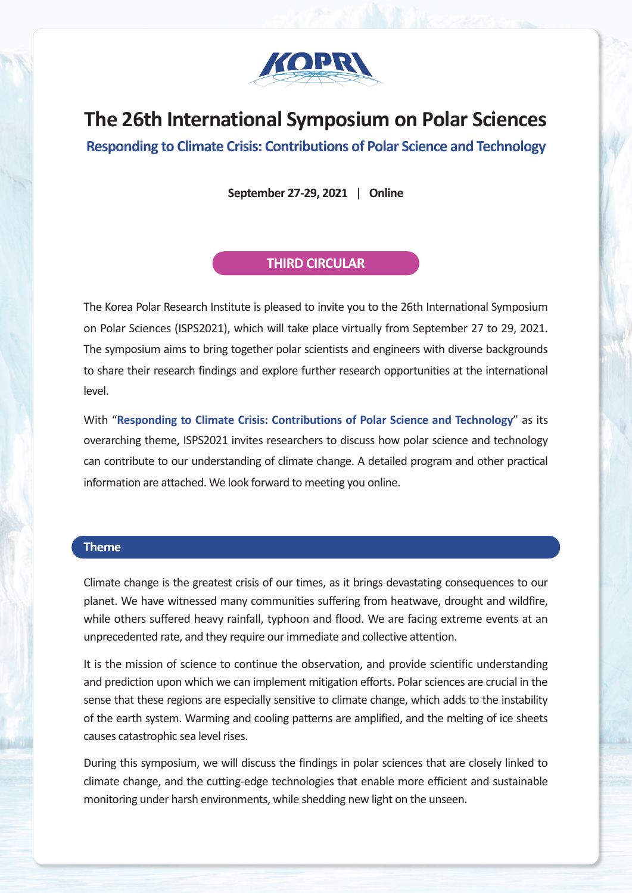KOPRI

# The 26th International Symposium on Polar Sciences

## Responding to Climate Crisis: Contributions of Polar Science and Technology

**September 27-29, 2021 | Online**

**THIRD CIRCULAR**

The Korea Polar Research Institute is pleased to invite you to the 26th International Symposium on Polar Sciences (ISPS2021), which will take place virtually from September 27 to 29, 2021. The symposium aims to bring together polar scientists and engineers with diverse backgrounds to share their research findings and explore further research opportunities at the international level.

With "**Responding to Climate Crisis: Contributions of Polar Science and Technology**" as its overarching theme, ISPS2021 invites researchers to discuss how polar science and technology can contribute to our understanding of climate change. A detailed program and other practical information are attached. We look forward to meeting you online.

### Theme

Climate change is the greatest crisis of our times, as it brings devastating consequences to our planet. We have witnessed many communities suffering from heatwave, drought and wildfire, while others suffered heavy rainfall, typhoon and flood. We are facing extreme events at an unprecedented rate, and they require our immediate and collective attention.

It is the mission of science to continue the observation, and provide scientific understanding and prediction upon which we can implement mitigation efforts. Polar sciences are crucial in the sense that these regions are especially sensitive to climate change, which adds to the instability of the earth system. Warming and cooling patterns are amplified, and the melting of ice sheets causes catastrophic sea level rises.

During this symposium, we will discuss the findings in polar sciences that are closely linked to climate change, and the cutting-edge technologies that enable more efficient and sustainable monitoring under harsh environments, while shedding new light on the unseen.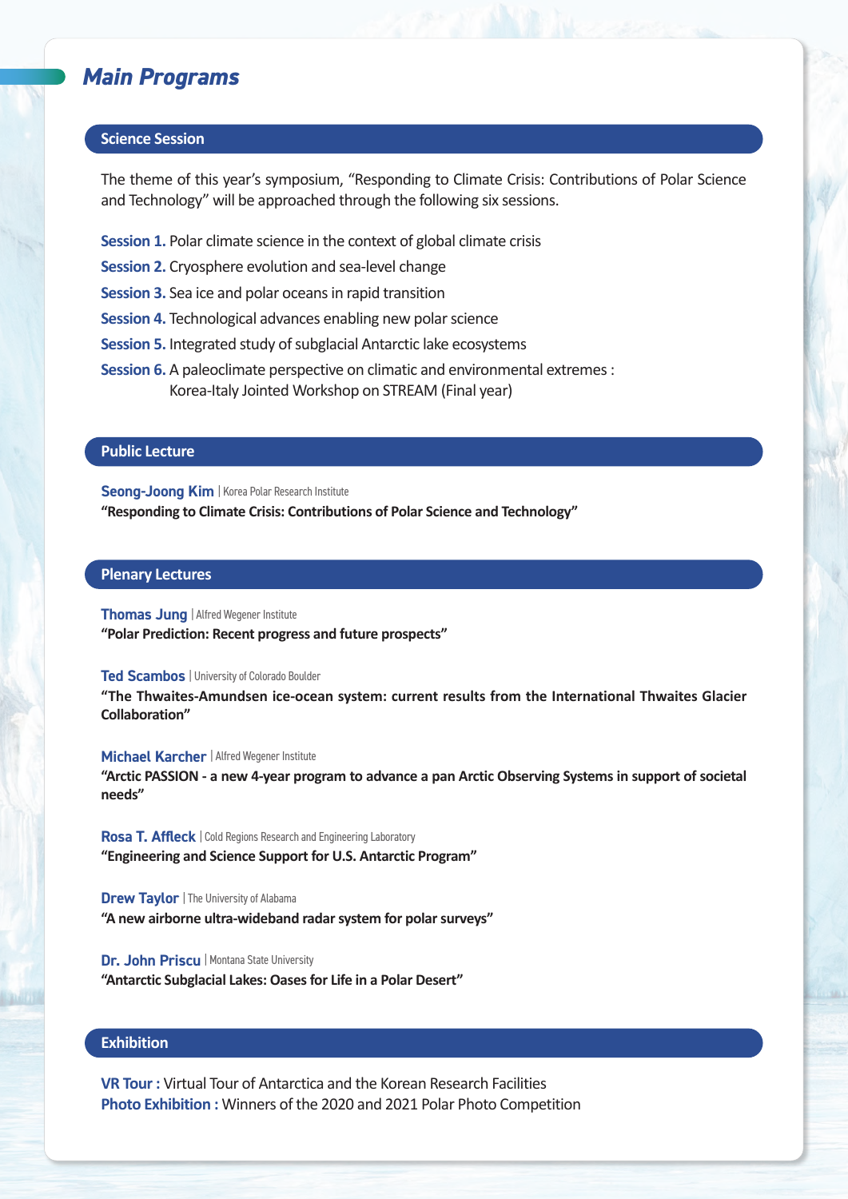# *Main Programs*

## Science Session

The theme of this year's symposium, "Responding to Climate Crisis: Contributions of Polar Science and Technology" will be approached through the following six sessions.

**Session 1.** Polar climate science in the context of global climate crisis

**Session 2.** Cryosphere evolution and sea-level change

**Session 3.** Sea ice and polar oceans in rapid transition

**Session 4.** Technological advances enabling new polar science

**Session 5.** Integrated study of subglacial Antarctic lake ecosystems

**Session 6.** A paleoclimate perspective on climatic and environmental extremes : Korea-Italy Jointed Workshop on STREAM (Final year)

## Public Lecture

**Seong-Joong Kim** | Korea Polar Research Institute
**"Responding to Climate Crisis: Contributions of Polar Science and Technology"**

## Plenary Lectures

**Thomas Jung** | Alfred Wegener Institute
**"Polar Prediction: Recent progress and future prospects"**

**Ted Scambos** | University of Colorado Boulder
**"The Thwaites-Amundsen ice-ocean system: current results from the International Thwaites Glacier Collaboration"**

**Michael Karcher** | Alfred Wegener Institute
**"Arctic PASSION - a new 4-year program to advance a pan Arctic Observing Systems in support of societal needs"**

**Rosa T. Affleck** | Cold Regions Research and Engineering Laboratory
**"Engineering and Science Support for U.S. Antarctic Program"**

**Drew Taylor** | The University of Alabama
**"A new airborne ultra-wideband radar system for polar surveys"**

**Dr. John Priscu** | Montana State University
**"Antarctic Subglacial Lakes: Oases for Life in a Polar Desert"**

## Exhibition

**VR Tour :** Virtual Tour of Antarctica and the Korean Research Facilities
**Photo Exhibition :** Winners of the 2020 and 2021 Polar Photo Competition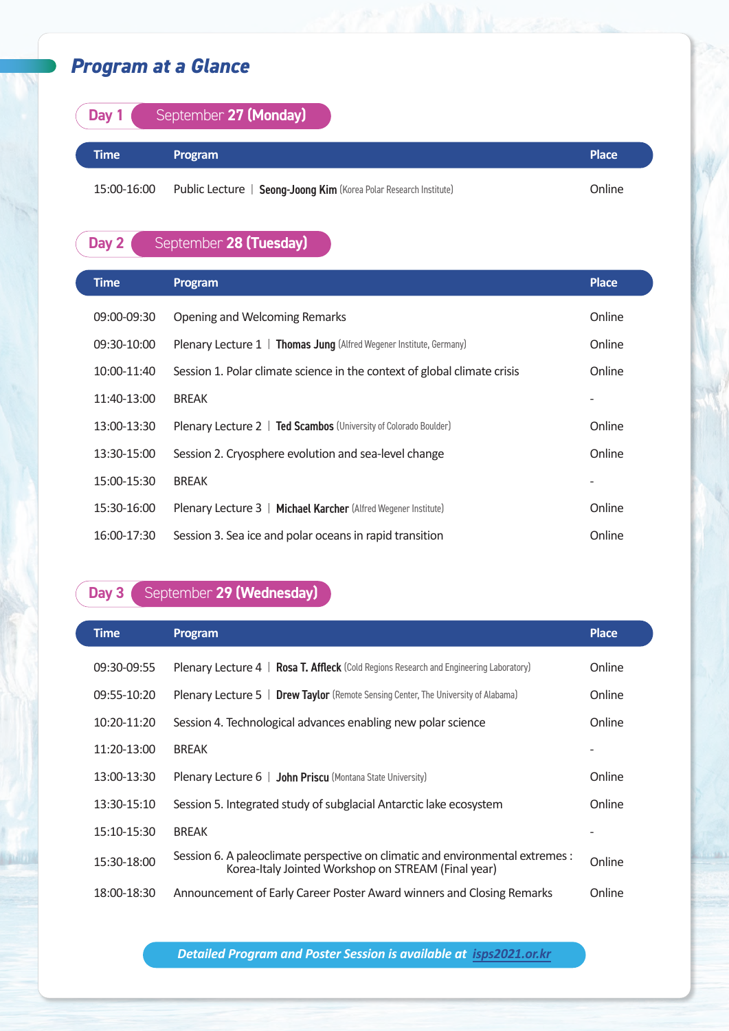## *Program at a Glance*

### Day 1 September 27 (Monday)

| Time | Program | Place |
|---|---|---|
| 15:00-16:00 | Public Lecture \| **Seong-Joong Kim** (Korea Polar Research Institute) | Online |

### Day 2 September 28 (Tuesday)

| Time | Program | Place |
|---|---|---|
| 09:00-09:30 | Opening and Welcoming Remarks | Online |
| 09:30-10:00 | Plenary Lecture 1 \| **Thomas Jung** (Alfred Wegener Institute, Germany) | Online |
| 10:00-11:40 | Session 1. Polar climate science in the context of global climate crisis | Online |
| 11:40-13:00 | BREAK | - |
| 13:00-13:30 | Plenary Lecture 2 \| **Ted Scambos** (University of Colorado Boulder) | Online |
| 13:30-15:00 | Session 2. Cryosphere evolution and sea-level change | Online |
| 15:00-15:30 | BREAK | - |
| 15:30-16:00 | Plenary Lecture 3 \| **Michael Karcher** (Alfred Wegener Institute) | Online |
| 16:00-17:30 | Session 3. Sea ice and polar oceans in rapid transition | Online |

### Day 3 September 29 (Wednesday)

| Time | Program | Place |
|---|---|---|
| 09:30-09:55 | Plenary Lecture 4 \| **Rosa T. Affleck** (Cold Regions Research and Engineering Laboratory) | Online |
| 09:55-10:20 | Plenary Lecture 5 \| **Drew Taylor** (Remote Sensing Center, The University of Alabama) | Online |
| 10:20-11:20 | Session 4. Technological advances enabling new polar science | Online |
| 11:20-13:00 | BREAK | - |
| 13:00-13:30 | Plenary Lecture 6 \| **John Priscu** (Montana State University) | Online |
| 13:30-15:10 | Session 5. Integrated study of subglacial Antarctic lake ecosystem | Online |
| 15:10-15:30 | BREAK | - |
| 15:30-18:00 | Session 6. A paleoclimate perspective on climatic and environmental extremes : Korea-Italy Jointed Workshop on STREAM (Final year) | Online |
| 18:00-18:30 | Announcement of Early Career Poster Award winners and Closing Remarks | Online |

***Detailed Program and Poster Session is available at isps2021.or.kr***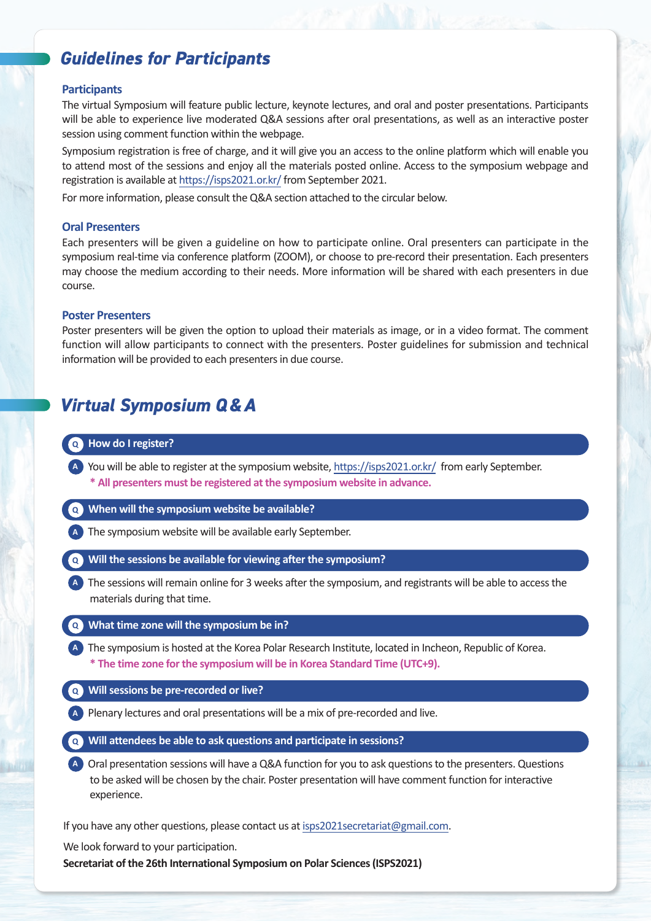## *Guidelines for Participants*

### Participants

The virtual Symposium will feature public lecture, keynote lectures, and oral and poster presentations. Participants will be able to experience live moderated Q&A sessions after oral presentations, as well as an interactive poster session using comment function within the webpage.

Symposium registration is free of charge, and it will give you an access to the online platform which will enable you to attend most of the sessions and enjoy all the materials posted online. Access to the symposium webpage and registration is available at https://isps2021.or.kr/ from September 2021.

For more information, please consult the Q&A section attached to the circular below.

### Oral Presenters

Each presenters will be given a guideline on how to participate online. Oral presenters can participate in the symposium real-time via conference platform (ZOOM), or choose to pre-record their presentation. Each presenters may choose the medium according to their needs. More information will be shared with each presenters in due course.

### Poster Presenters

Poster presenters will be given the option to upload their materials as image, or in a video format. The comment function will allow participants to connect with the presenters. Poster guidelines for submission and technical information will be provided to each presenters in due course.

## *Virtual Symposium Q & A*

**Q How do I register?**

**A** You will be able to register at the symposium website, https://isps2021.or.kr/ from early September.
**\* All presenters must be registered at the symposium website in advance.**

**Q When will the symposium website be available?**

**A** The symposium website will be available early September.

**Q Will the sessions be available for viewing after the symposium?**

**A** The sessions will remain online for 3 weeks after the symposium, and registrants will be able to access the materials during that time.

**Q What time zone will the symposium be in?**

**A** The symposium is hosted at the Korea Polar Research Institute, located in Incheon, Republic of Korea.
**\* The time zone for the symposium will be in Korea Standard Time (UTC+9).**

**Q Will sessions be pre-recorded or live?**

**A** Plenary lectures and oral presentations will be a mix of pre-recorded and live.

**Q Will attendees be able to ask questions and participate in sessions?**

**A** Oral presentation sessions will have a Q&A function for you to ask questions to the presenters. Questions to be asked will be chosen by the chair. Poster presentation will have comment function for interactive experience.

If you have any other questions, please contact us at isps2021secretariat@gmail.com.

We look forward to your participation.

**Secretariat of the 26th International Symposium on Polar Sciences (ISPS2021)**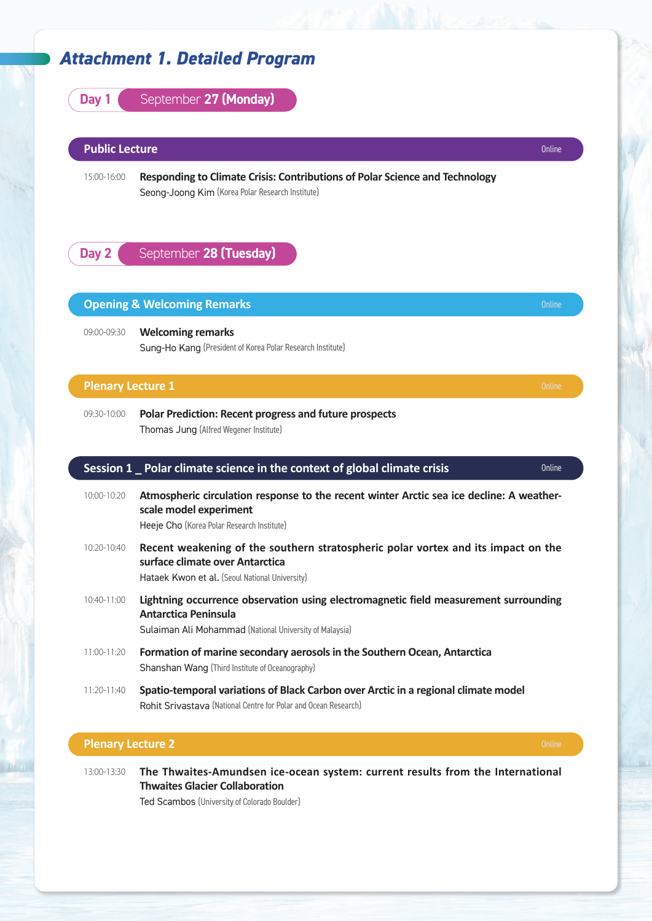## *Attachment 1. Detailed Program*

### Day 1 September 27 (Monday)

#### Public Lecture — Online

15:00-16:00 **Responding to Climate Crisis: Contributions of Polar Science and Technology**
Seong-Joong Kim (Korea Polar Research Institute)

### Day 2 September 28 (Tuesday)

#### Opening & Welcoming Remarks — Online

09:00-09:30 **Welcoming remarks**
Sung-Ho Kang (President of Korea Polar Research Institute)

#### Plenary Lecture 1 — Online

09:30-10:00 **Polar Prediction: Recent progress and future prospects**
Thomas Jung (Alfred Wegener Institute)

#### Session 1 _ Polar climate science in the context of global climate crisis — Online

10:00-10:20 **Atmospheric circulation response to the recent winter Arctic sea ice decline: A weather-scale model experiment**
Heeje Cho (Korea Polar Research Institute)

10:20-10:40 **Recent weakening of the southern stratospheric polar vortex and its impact on the surface climate over Antarctica**
Hataek Kwon et al. (Seoul National University)

10:40-11:00 **Lightning occurrence observation using electromagnetic field measurement surrounding Antarctica Peninsula**
Sulaiman Ali Mohammad (National University of Malaysia)

11:00-11:20 **Formation of marine secondary aerosols in the Southern Ocean, Antarctica**
Shanshan Wang (Third Institute of Oceanography)

11:20-11:40 **Spatio-temporal variations of Black Carbon over Arctic in a regional climate model**
Rohit Srivastava (National Centre for Polar and Ocean Research)

#### Plenary Lecture 2 — Online

13:00-13:30 **The Thwaites-Amundsen ice-ocean system: current results from the International Thwaites Glacier Collaboration**
Ted Scambos (University of Colorado Boulder)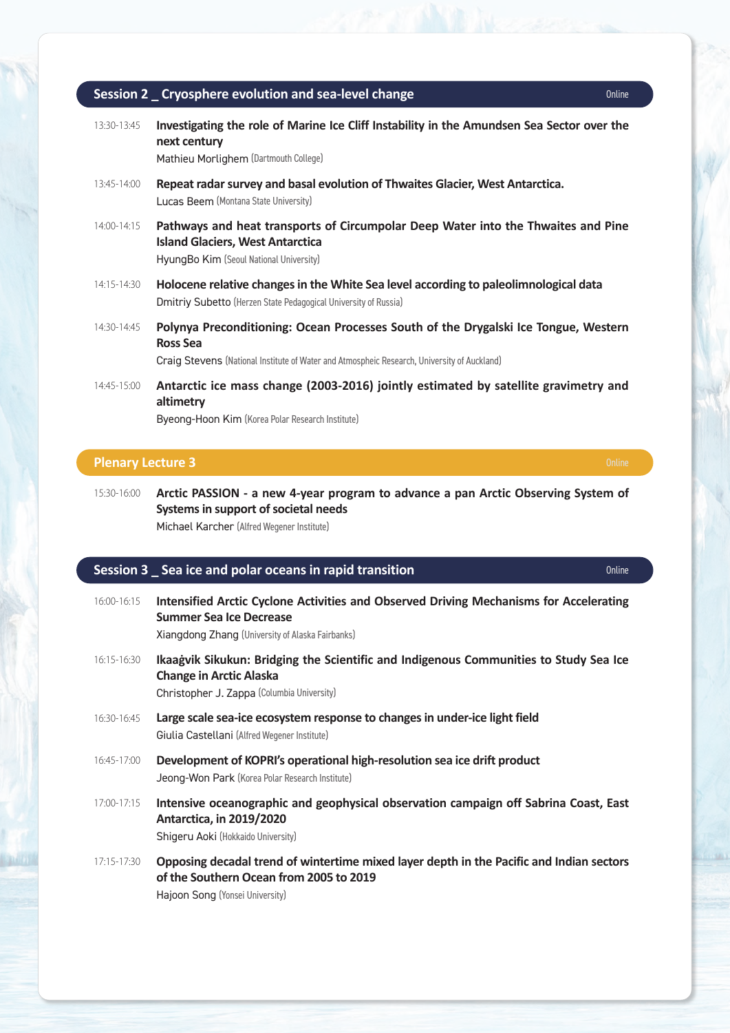## Session 2 _ Cryosphere evolution and sea-level change

Online

13:30-13:45 **Investigating the role of Marine Ice Cliff Instability in the Amundsen Sea Sector over the next century**
Mathieu Morlighem (Dartmouth College)

13:45-14:00 **Repeat radar survey and basal evolution of Thwaites Glacier, West Antarctica.**
Lucas Beem (Montana State University)

14:00-14:15 **Pathways and heat transports of Circumpolar Deep Water into the Thwaites and Pine Island Glaciers, West Antarctica**
HyungBo Kim (Seoul National University)

14:15-14:30 **Holocene relative changes in the White Sea level according to paleolimnological data**
Dmitriy Subetto (Herzen State Pedagogical University of Russia)

14:30-14:45 **Polynya Preconditioning: Ocean Processes South of the Drygalski Ice Tongue, Western Ross Sea**
Craig Stevens (National Institute of Water and Atmospheic Research, University of Auckland)

14:45-15:00 **Antarctic ice mass change (2003-2016) jointly estimated by satellite gravimetry and altimetry**
Byeong-Hoon Kim (Korea Polar Research Institute)

## Plenary Lecture 3

Online

15:30-16:00 **Arctic PASSION - a new 4-year program to advance a pan Arctic Observing System of Systems in support of societal needs**
Michael Karcher (Alfred Wegener Institute)

## Session 3 _ Sea ice and polar oceans in rapid transition

Online

16:00-16:15 **Intensified Arctic Cyclone Activities and Observed Driving Mechanisms for Accelerating Summer Sea Ice Decrease**
Xiangdong Zhang (University of Alaska Fairbanks)

16:15-16:30 **Ikaaġvik Sikukun: Bridging the Scientific and Indigenous Communities to Study Sea Ice Change in Arctic Alaska**
Christopher J. Zappa (Columbia University)

16:30-16:45 **Large scale sea-ice ecosystem response to changes in under-ice light field**
Giulia Castellani (Alfred Wegener Institute)

16:45-17:00 **Development of KOPRI's operational high-resolution sea ice drift product**
Jeong-Won Park (Korea Polar Research Institute)

17:00-17:15 **Intensive oceanographic and geophysical observation campaign off Sabrina Coast, East Antarctica, in 2019/2020**
Shigeru Aoki (Hokkaido University)

17:15-17:30 **Opposing decadal trend of wintertime mixed layer depth in the Pacific and Indian sectors of the Southern Ocean from 2005 to 2019**
Hajoon Song (Yonsei University)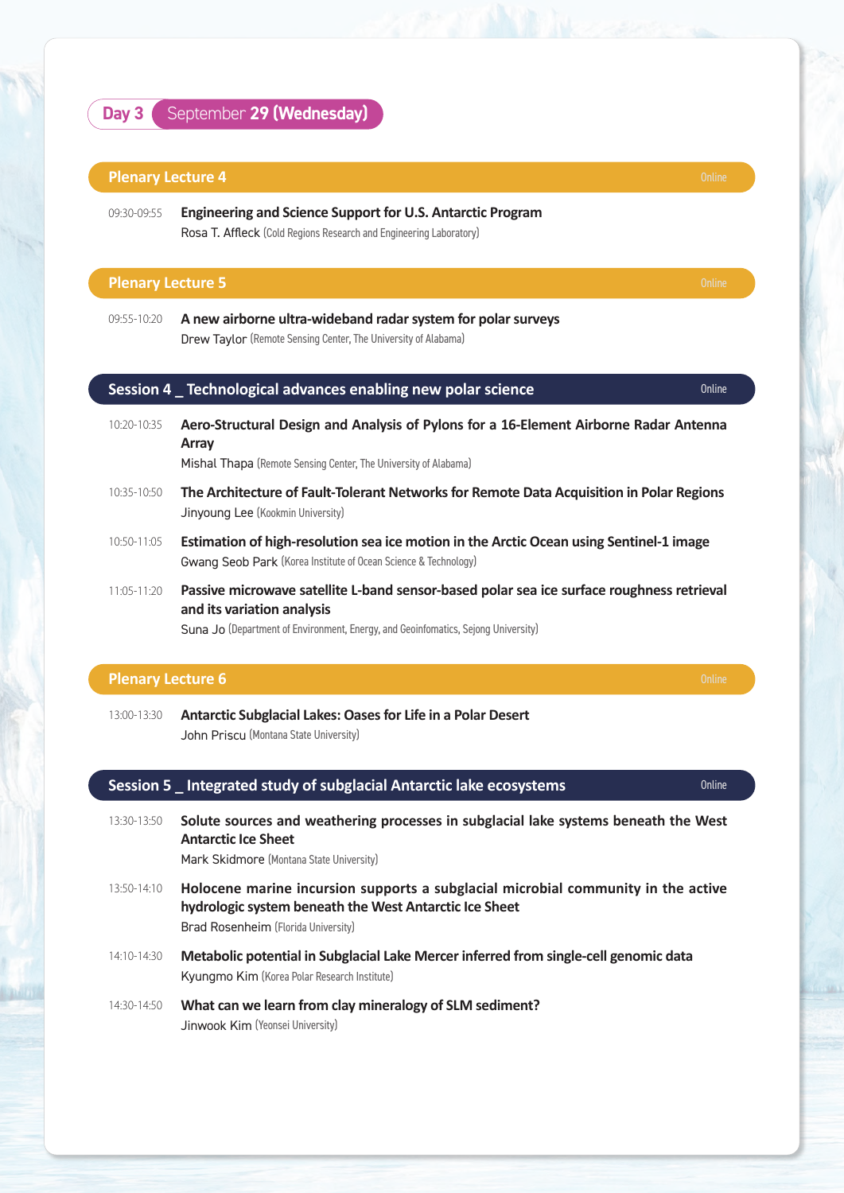## Day 3 September 29 (Wednesday)

### Plenary Lecture 4 — Online

09:30-09:55 **Engineering and Science Support for U.S. Antarctic Program**
Rosa T. Affleck (Cold Regions Research and Engineering Laboratory)

### Plenary Lecture 5 — Online

09:55-10:20 **A new airborne ultra-wideband radar system for polar surveys**
Drew Taylor (Remote Sensing Center, The University of Alabama)

### Session 4 _ Technological advances enabling new polar science — Online

10:20-10:35 **Aero-Structural Design and Analysis of Pylons for a 16-Element Airborne Radar Antenna Array**
Mishal Thapa (Remote Sensing Center, The University of Alabama)

10:35-10:50 **The Architecture of Fault-Tolerant Networks for Remote Data Acquisition in Polar Regions**
Jinyoung Lee (Kookmin University)

10:50-11:05 **Estimation of high-resolution sea ice motion in the Arctic Ocean using Sentinel-1 image**
Gwang Seob Park (Korea Institute of Ocean Science & Technology)

11:05-11:20 **Passive microwave satellite L-band sensor-based polar sea ice surface roughness retrieval and its variation analysis**
Suna Jo (Department of Environment, Energy, and Geoinfomatics, Sejong University)

### Plenary Lecture 6 — Online

13:00-13:30 **Antarctic Subglacial Lakes: Oases for Life in a Polar Desert**
John Priscu (Montana State University)

### Session 5 _ Integrated study of subglacial Antarctic lake ecosystems — Online

13:30-13:50 **Solute sources and weathering processes in subglacial lake systems beneath the West Antarctic Ice Sheet**
Mark Skidmore (Montana State University)

13:50-14:10 **Holocene marine incursion supports a subglacial microbial community in the active hydrologic system beneath the West Antarctic Ice Sheet**
Brad Rosenheim (Florida University)

14:10-14:30 **Metabolic potential in Subglacial Lake Mercer inferred from single-cell genomic data**
Kyungmo Kim (Korea Polar Research Institute)

14:30-14:50 **What can we learn from clay mineralogy of SLM sediment?**
Jinwook Kim (Yeonsei University)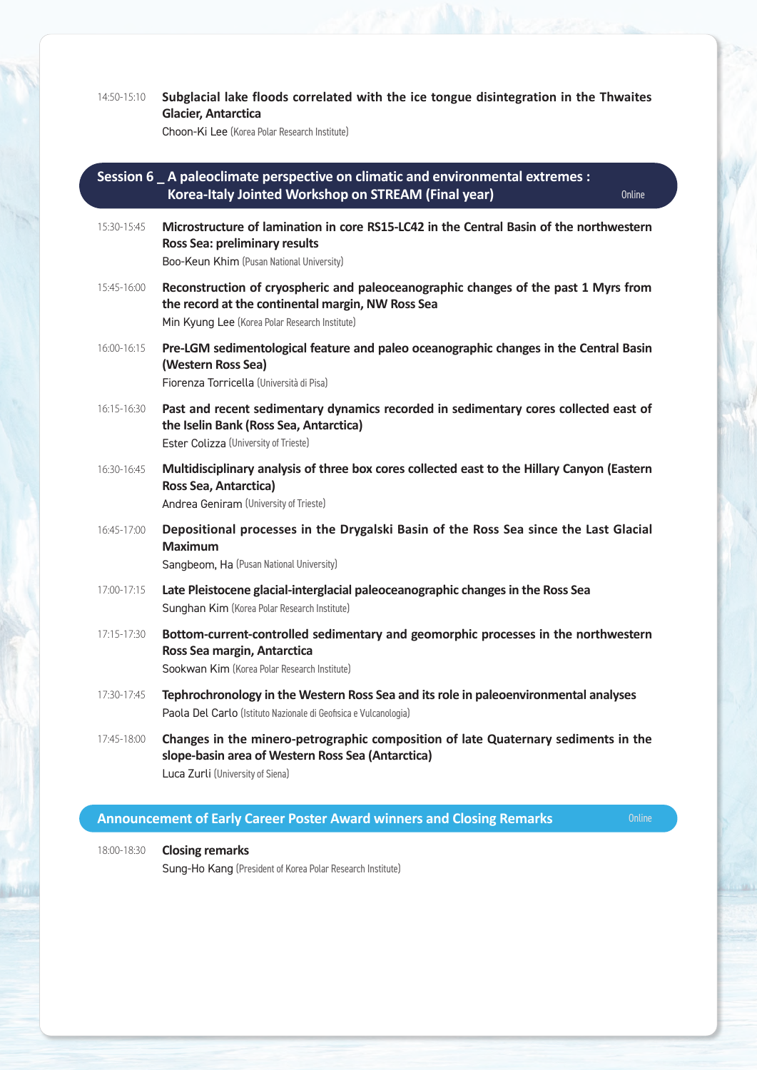14:50-15:10 **Subglacial lake floods correlated with the ice tongue disintegration in the Thwaites Glacier, Antarctica**
Choon-Ki Lee (Korea Polar Research Institute)

## Session 6 _ A paleoclimate perspective on climatic and environmental extremes : Korea-Italy Jointed Workshop on STREAM (Final year)

Online

15:30-15:45 **Microstructure of lamination in core RS15-LC42 in the Central Basin of the northwestern Ross Sea: preliminary results**
Boo-Keun Khim (Pusan National University)

15:45-16:00 **Reconstruction of cryospheric and paleoceanographic changes of the past 1 Myrs from the record at the continental margin, NW Ross Sea**
Min Kyung Lee (Korea Polar Research Institute)

16:00-16:15 **Pre-LGM sedimentological feature and paleo oceanographic changes in the Central Basin (Western Ross Sea)**
Fiorenza Torricella (Università di Pisa)

16:15-16:30 **Past and recent sedimentary dynamics recorded in sedimentary cores collected east of the Iselin Bank (Ross Sea, Antarctica)**
Ester Colizza (University of Trieste)

16:30-16:45 **Multidisciplinary analysis of three box cores collected east to the Hillary Canyon (Eastern Ross Sea, Antarctica)**
Andrea Geniram (University of Trieste)

16:45-17:00 **Depositional processes in the Drygalski Basin of the Ross Sea since the Last Glacial Maximum**
Sangbeom, Ha (Pusan National University)

17:00-17:15 **Late Pleistocene glacial-interglacial paleoceanographic changes in the Ross Sea**
Sunghan Kim (Korea Polar Research Institute)

17:15-17:30 **Bottom-current-controlled sedimentary and geomorphic processes in the northwestern Ross Sea margin, Antarctica**
Sookwan Kim (Korea Polar Research Institute)

17:30-17:45 **Tephrochronology in the Western Ross Sea and its role in paleoenvironmental analyses**
Paola Del Carlo (Istituto Nazionale di Geofisica e Vulcanologia)

17:45-18:00 **Changes in the minero-petrographic composition of late Quaternary sediments in the slope-basin area of Western Ross Sea (Antarctica)**
Luca Zurli (University of Siena)

## Announcement of Early Career Poster Award winners and Closing Remarks

Online

18:00-18:30 **Closing remarks**
Sung-Ho Kang (President of Korea Polar Research Institute)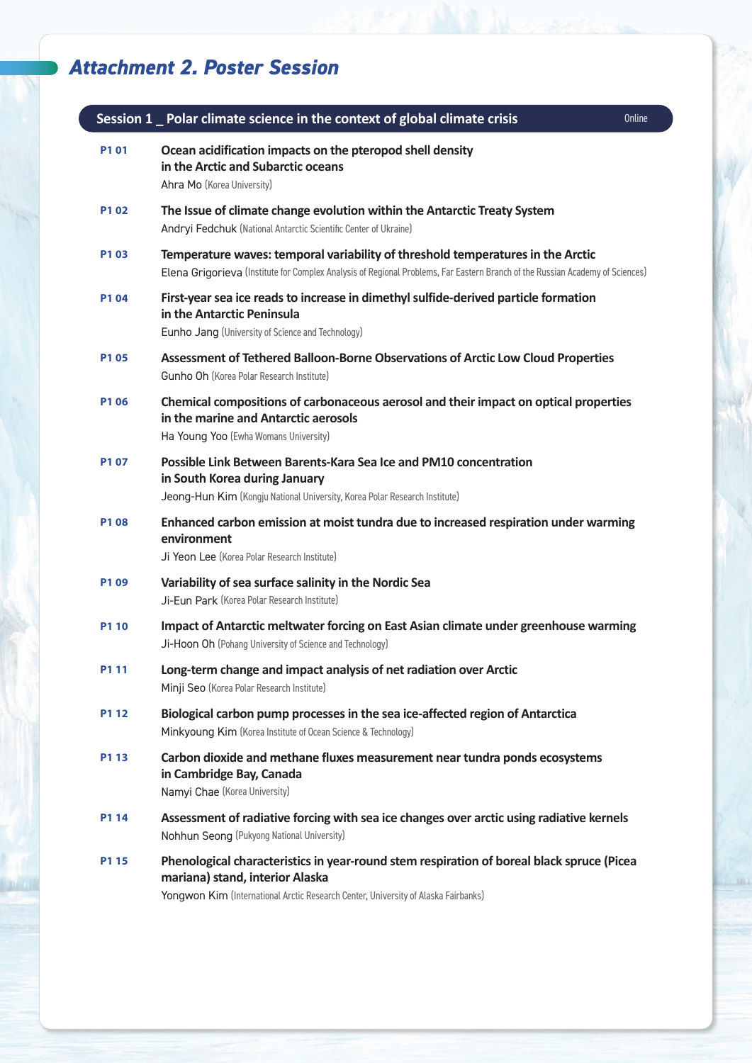# *Attachment 2. Poster Session*

## Session 1 _ Polar climate science in the context of global climate crisis

Online

**P1 01** **Ocean acidification impacts on the pteropod shell density in the Arctic and Subarctic oceans**
Ahra Mo (Korea University)

**P1 02** **The Issue of climate change evolution within the Antarctic Treaty System**
Andryi Fedchuk (National Antarctic Scientific Center of Ukraine)

**P1 03** **Temperature waves: temporal variability of threshold temperatures in the Arctic**
Elena Grigorieva (Institute for Complex Analysis of Regional Problems, Far Eastern Branch of the Russian Academy of Sciences)

**P1 04** **First-year sea ice reads to increase in dimethyl sulfide-derived particle formation in the Antarctic Peninsula**
Eunho Jang (University of Science and Technology)

**P1 05** **Assessment of Tethered Balloon-Borne Observations of Arctic Low Cloud Properties**
Gunho Oh (Korea Polar Research Institute)

**P1 06** **Chemical compositions of carbonaceous aerosol and their impact on optical properties in the marine and Antarctic aerosols**
Ha Young Yoo (Ewha Womans University)

**P1 07** **Possible Link Between Barents-Kara Sea Ice and PM10 concentration in South Korea during January**
Jeong-Hun Kim (Kongju National University, Korea Polar Research Institute)

**P1 08** **Enhanced carbon emission at moist tundra due to increased respiration under warming environment**
Ji Yeon Lee (Korea Polar Research Institute)

**P1 09** **Variability of sea surface salinity in the Nordic Sea**
Ji-Eun Park (Korea Polar Research Institute)

**P1 10** **Impact of Antarctic meltwater forcing on East Asian climate under greenhouse warming**
Ji-Hoon Oh (Pohang University of Science and Technology)

**P1 11** **Long-term change and impact analysis of net radiation over Arctic**
Minji Seo (Korea Polar Research Institute)

**P1 12** **Biological carbon pump processes in the sea ice-affected region of Antarctica**
Minkyoung Kim (Korea Institute of Ocean Science & Technology)

**P1 13** **Carbon dioxide and methane fluxes measurement near tundra ponds ecosystems in Cambridge Bay, Canada**
Namyi Chae (Korea University)

**P1 14** **Assessment of radiative forcing with sea ice changes over arctic using radiative kernels**
Nohhun Seong (Pukyong National University)

**P1 15** **Phenological characteristics in year-round stem respiration of boreal black spruce (Picea mariana) stand, interior Alaska**
Yongwon Kim (International Arctic Research Center, University of Alaska Fairbanks)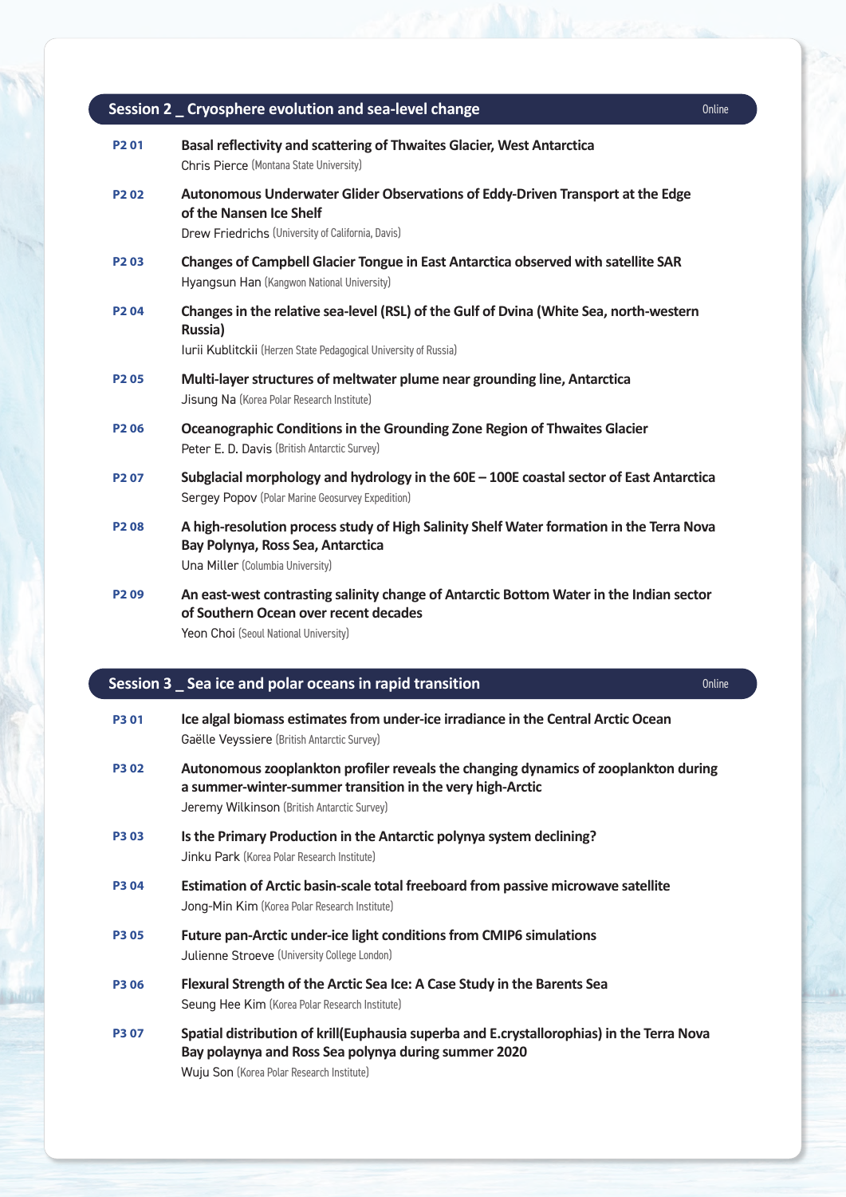## Session 2 _ Cryosphere evolution and sea-level change

Online

**P2 01** **Basal reflectivity and scattering of Thwaites Glacier, West Antarctica**
Chris Pierce (Montana State University)

**P2 02** **Autonomous Underwater Glider Observations of Eddy-Driven Transport at the Edge of the Nansen Ice Shelf**
Drew Friedrichs (University of California, Davis)

**P2 03** **Changes of Campbell Glacier Tongue in East Antarctica observed with satellite SAR**
Hyangsun Han (Kangwon National University)

**P2 04** **Changes in the relative sea-level (RSL) of the Gulf of Dvina (White Sea, north-western Russia)**
Iurii Kublitckii (Herzen State Pedagogical University of Russia)

**P2 05** **Multi-layer structures of meltwater plume near grounding line, Antarctica**
Jisung Na (Korea Polar Research Institute)

**P2 06** **Oceanographic Conditions in the Grounding Zone Region of Thwaites Glacier**
Peter E. D. Davis (British Antarctic Survey)

**P2 07** **Subglacial morphology and hydrology in the 60E – 100E coastal sector of East Antarctica**
Sergey Popov (Polar Marine Geosurvey Expedition)

**P2 08** **A high-resolution process study of High Salinity Shelf Water formation in the Terra Nova Bay Polynya, Ross Sea, Antarctica**
Una Miller (Columbia University)

**P2 09** **An east-west contrasting salinity change of Antarctic Bottom Water in the Indian sector of Southern Ocean over recent decades**
Yeon Choi (Seoul National University)

## Session 3 _ Sea ice and polar oceans in rapid transition

Online

**P3 01** **Ice algal biomass estimates from under-ice irradiance in the Central Arctic Ocean**
Gaëlle Veyssiere (British Antarctic Survey)

**P3 02** **Autonomous zooplankton profiler reveals the changing dynamics of zooplankton during a summer-winter-summer transition in the very high-Arctic**
Jeremy Wilkinson (British Antarctic Survey)

**P3 03** **Is the Primary Production in the Antarctic polynya system declining?**
Jinku Park (Korea Polar Research Institute)

**P3 04** **Estimation of Arctic basin-scale total freeboard from passive microwave satellite**
Jong-Min Kim (Korea Polar Research Institute)

**P3 05** **Future pan-Arctic under-ice light conditions from CMIP6 simulations**
Julienne Stroeve (University College London)

**P3 06** **Flexural Strength of the Arctic Sea Ice: A Case Study in the Barents Sea**
Seung Hee Kim (Korea Polar Research Institute)

**P3 07** **Spatial distribution of krill(Euphausia superba and E.crystallorophias) in the Terra Nova Bay polaynya and Ross Sea polynya during summer 2020**
Wuju Son (Korea Polar Research Institute)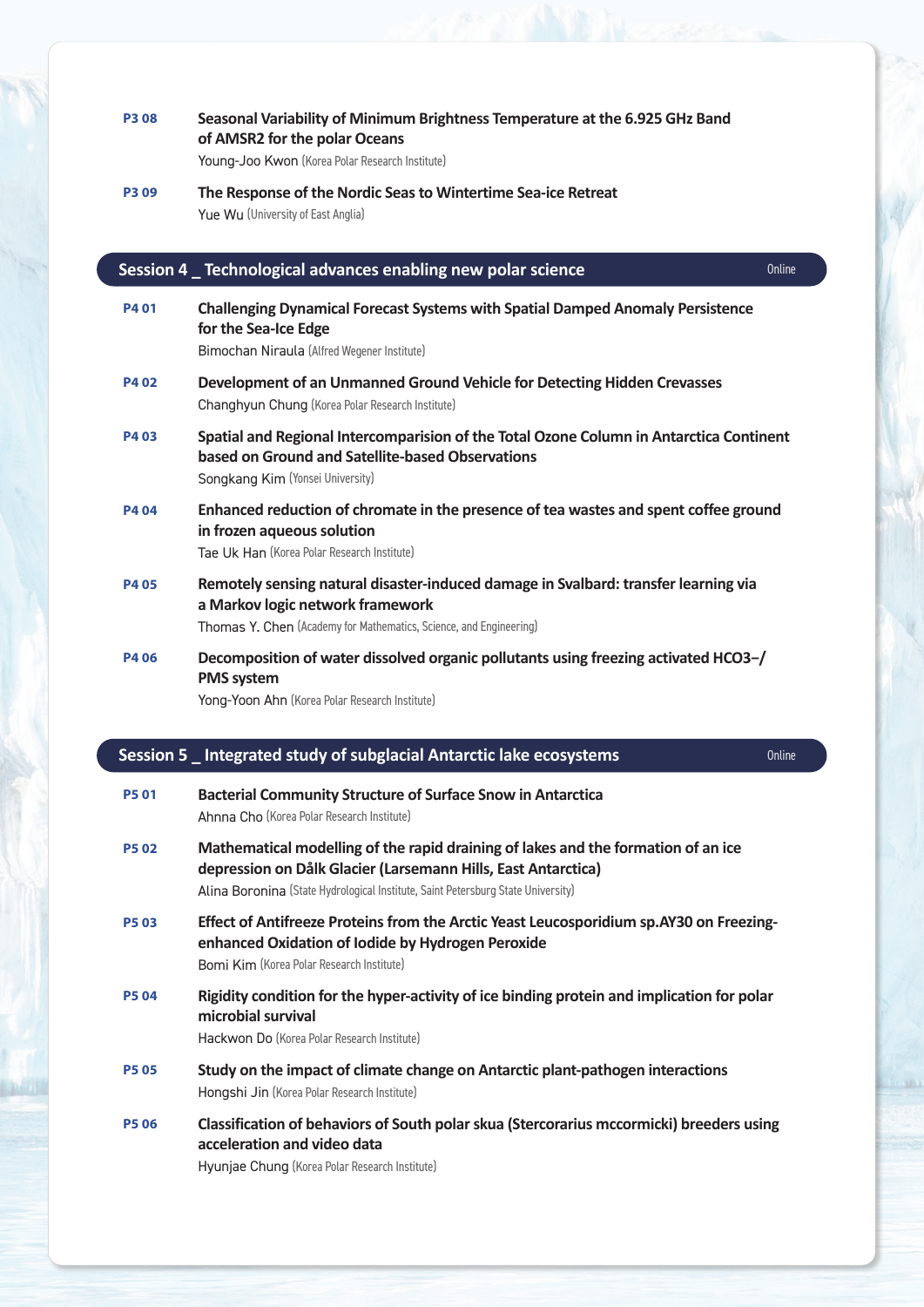**P3 08** **Seasonal Variability of Minimum Brightness Temperature at the 6.925 GHz Band of AMSR2 for the polar Oceans**
Young-Joo Kwon (Korea Polar Research Institute)

**P3 09** **The Response of the Nordic Seas to Wintertime Sea-ice Retreat**
Yue Wu (University of East Anglia)

## Session 4 _ Technological advances enabling new polar science

Online

**P4 01** **Challenging Dynamical Forecast Systems with Spatial Damped Anomaly Persistence for the Sea-Ice Edge**
Bimochan Niraula (Alfred Wegener Institute)

**P4 02** **Development of an Unmanned Ground Vehicle for Detecting Hidden Crevasses**
Changhyun Chung (Korea Polar Research Institute)

**P4 03** **Spatial and Regional Intercomparision of the Total Ozone Column in Antarctica Continent based on Ground and Satellite-based Observations**
Songkang Kim (Yonsei University)

**P4 04** **Enhanced reduction of chromate in the presence of tea wastes and spent coffee ground in frozen aqueous solution**
Tae Uk Han (Korea Polar Research Institute)

**P4 05** **Remotely sensing natural disaster-induced damage in Svalbard: transfer learning via a Markov logic network framework**
Thomas Y. Chen (Academy for Mathematics, Science, and Engineering)

**P4 06** **Decomposition of water dissolved organic pollutants using freezing activated $HCO_3^-$/PMS system**
Yong-Yoon Ahn (Korea Polar Research Institute)

## Session 5 _ Integrated study of subglacial Antarctic lake ecosystems

Online

**P5 01** **Bacterial Community Structure of Surface Snow in Antarctica**
Ahnna Cho (Korea Polar Research Institute)

**P5 02** **Mathematical modelling of the rapid draining of lakes and the formation of an ice depression on Dålk Glacier (Larsemann Hills, East Antarctica)**
Alina Boronina (State Hydrological Institute, Saint Petersburg State University)

**P5 03** **Effect of Antifreeze Proteins from the Arctic Yeast Leucosporidium sp.AY30 on Freezing-enhanced Oxidation of Iodide by Hydrogen Peroxide**
Bomi Kim (Korea Polar Research Institute)

**P5 04** **Rigidity condition for the hyper-activity of ice binding protein and implication for polar microbial survival**
Hackwon Do (Korea Polar Research Institute)

**P5 05** **Study on the impact of climate change on Antarctic plant-pathogen interactions**
Hongshi Jin (Korea Polar Research Institute)

**P5 06** **Classification of behaviors of South polar skua (Stercorarius mccormicki) breeders using acceleration and video data**
Hyunjae Chung (Korea Polar Research Institute)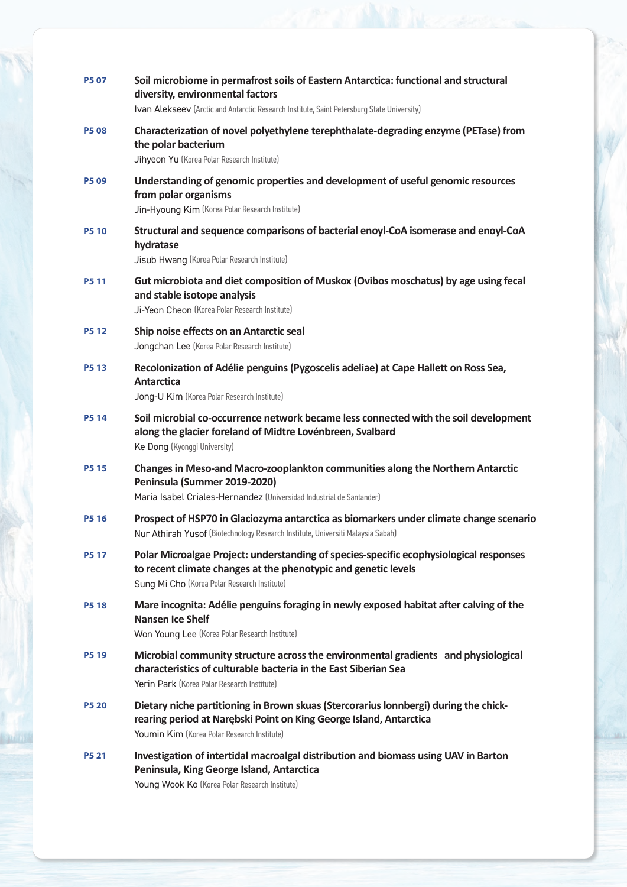**P5 07** **Soil microbiome in permafrost soils of Eastern Antarctica: functional and structural diversity, environmental factors**
Ivan Alekseev (Arctic and Antarctic Research Institute, Saint Petersburg State University)

**P5 08** **Characterization of novel polyethylene terephthalate-degrading enzyme (PETase) from the polar bacterium**
Jihyeon Yu (Korea Polar Research Institute)

**P5 09** **Understanding of genomic properties and development of useful genomic resources from polar organisms**
Jin-Hyoung Kim (Korea Polar Research Institute)

**P5 10** **Structural and sequence comparisons of bacterial enoyl-CoA isomerase and enoyl-CoA hydratase**
Jisub Hwang (Korea Polar Research Institute)

**P5 11** **Gut microbiota and diet composition of Muskox (Ovibos moschatus) by age using fecal and stable isotope analysis**
Ji-Yeon Cheon (Korea Polar Research Institute)

**P5 12** **Ship noise effects on an Antarctic seal**
Jongchan Lee (Korea Polar Research Institute)

**P5 13** **Recolonization of Adélie penguins (Pygoscelis adeliae) at Cape Hallett on Ross Sea, Antarctica**
Jong-U Kim (Korea Polar Research Institute)

**P5 14** **Soil microbial co-occurrence network became less connected with the soil development along the glacier foreland of Midtre Lovénbreen, Svalbard**
Ke Dong (Kyonggi University)

**P5 15** **Changes in Meso-and Macro-zooplankton communities along the Northern Antarctic Peninsula (Summer 2019-2020)**
Maria Isabel Criales-Hernandez (Universidad Industrial de Santander)

**P5 16** **Prospect of HSP70 in Glaciozyma antarctica as biomarkers under climate change scenario**
Nur Athirah Yusof (Biotechnology Research Institute, Universiti Malaysia Sabah)

**P5 17** **Polar Microalgae Project: understanding of species-specific ecophysiological responses to recent climate changes at the phenotypic and genetic levels**
Sung Mi Cho (Korea Polar Research Institute)

**P5 18** **Mare incognita: Adélie penguins foraging in newly exposed habitat after calving of the Nansen Ice Shelf**
Won Young Lee (Korea Polar Research Institute)

**P5 19** **Microbial community structure across the environmental gradients and physiological characteristics of culturable bacteria in the East Siberian Sea**
Yerin Park (Korea Polar Research Institute)

**P5 20** **Dietary niche partitioning in Brown skuas (Stercorarius lonnbergi) during the chick-rearing period at Narębski Point on King George Island, Antarctica**
Youmin Kim (Korea Polar Research Institute)

**P5 21** **Investigation of intertidal macroalgal distribution and biomass using UAV in Barton Peninsula, King George Island, Antarctica**
Young Wook Ko (Korea Polar Research Institute)